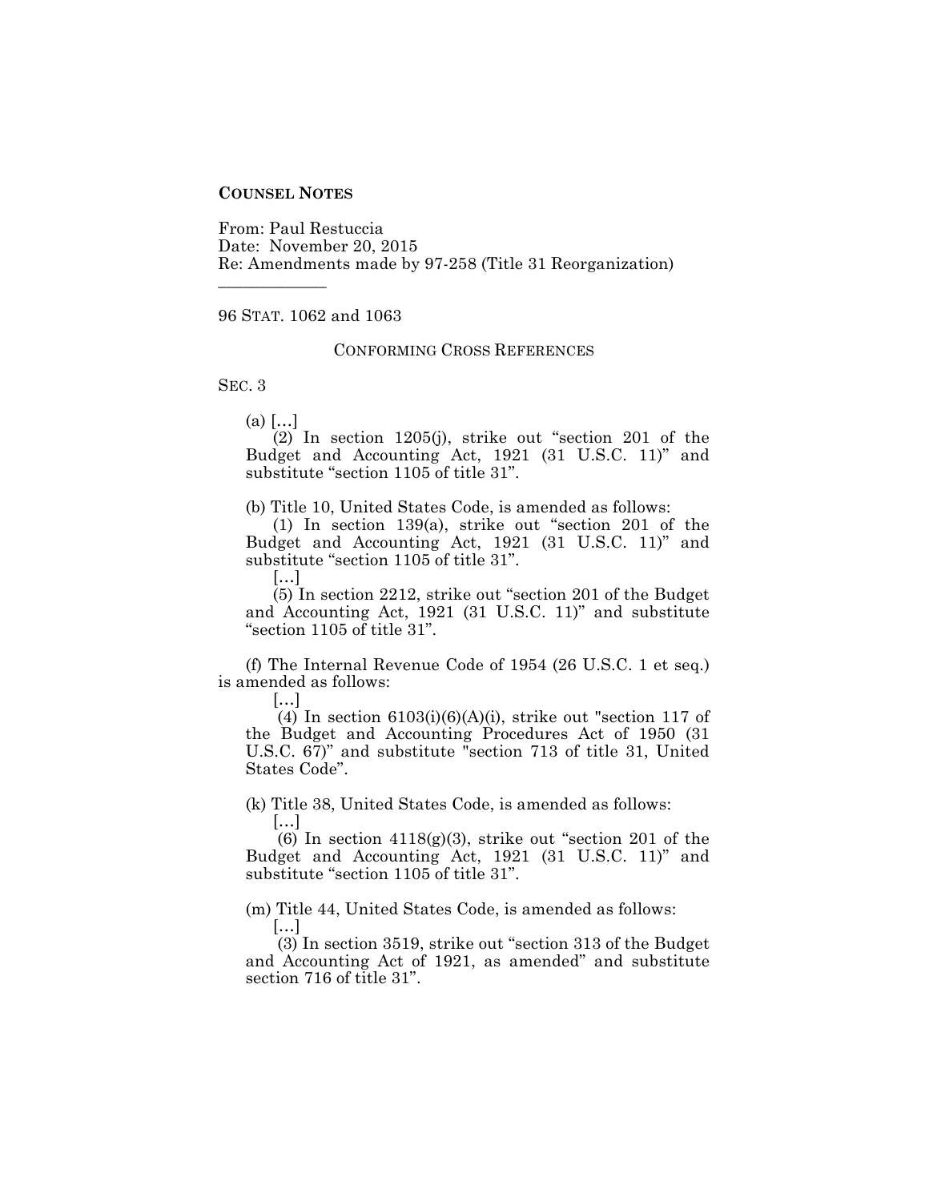**COUNSEL NOTES**

From: Paul Restuccia
Date: November 20, 2015
Re: Amendments made by 97-258 (Title 31 Reorganization)

---

96 STAT. 1062 and 1063

CONFORMING CROSS REFERENCES

SEC. 3

(a) […]

(2) In section 1205(j), strike out "section 201 of the Budget and Accounting Act, 1921 (31 U.S.C. 11)" and substitute "section 1105 of title 31".

(b) Title 10, United States Code, is amended as follows:

(1) In section 139(a), strike out "section 201 of the Budget and Accounting Act, 1921 (31 U.S.C. 11)" and substitute "section 1105 of title 31".

[…]

(5) In section 2212, strike out "section 201 of the Budget and Accounting Act, 1921 (31 U.S.C. 11)" and substitute "section 1105 of title 31".

(f) The Internal Revenue Code of 1954 (26 U.S.C. 1 et seq.) is amended as follows:

[…]

(4) In section 6103(i)(6)(A)(i), strike out "section 117 of the Budget and Accounting Procedures Act of 1950 (31 U.S.C. 67)" and substitute "section 713 of title 31, United States Code".

(k) Title 38, United States Code, is amended as follows:

[…]

(6) In section 4118(g)(3), strike out "section 201 of the Budget and Accounting Act, 1921 (31 U.S.C. 11)" and substitute "section 1105 of title 31".

(m) Title 44, United States Code, is amended as follows:

[…]

(3) In section 3519, strike out "section 313 of the Budget and Accounting Act of 1921, as amended" and substitute section 716 of title 31".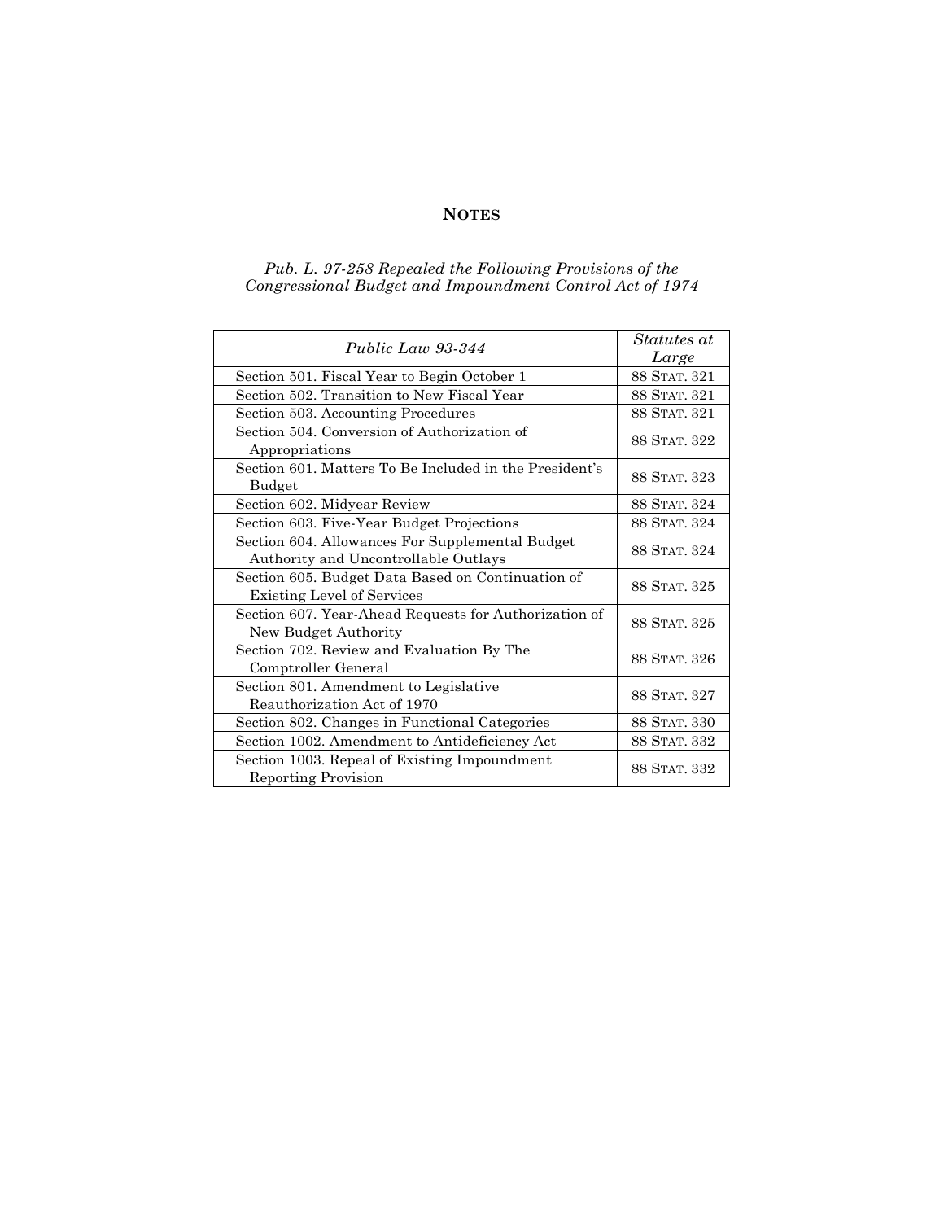## NOTES

*Pub. L. 97-258 Repealed the Following Provisions of the Congressional Budget and Impoundment Control Act of 1974*

| *Public Law 93-344* | *Statutes at Large* |
|---|---|
| Section 501. Fiscal Year to Begin October 1 | 88 STAT. 321 |
| Section 502. Transition to New Fiscal Year | 88 STAT. 321 |
| Section 503. Accounting Procedures | 88 STAT. 321 |
| Section 504. Conversion of Authorization of Appropriations | 88 STAT. 322 |
| Section 601. Matters To Be Included in the President's Budget | 88 STAT. 323 |
| Section 602. Midyear Review | 88 STAT. 324 |
| Section 603. Five-Year Budget Projections | 88 STAT. 324 |
| Section 604. Allowances For Supplemental Budget Authority and Uncontrollable Outlays | 88 STAT. 324 |
| Section 605. Budget Data Based on Continuation of Existing Level of Services | 88 STAT. 325 |
| Section 607. Year-Ahead Requests for Authorization of New Budget Authority | 88 STAT. 325 |
| Section 702. Review and Evaluation By The Comptroller General | 88 STAT. 326 |
| Section 801. Amendment to Legislative Reauthorization Act of 1970 | 88 STAT. 327 |
| Section 802. Changes in Functional Categories | 88 STAT. 330 |
| Section 1002. Amendment to Antideficiency Act | 88 STAT. 332 |
| Section 1003. Repeal of Existing Impoundment Reporting Provision | 88 STAT. 332 |